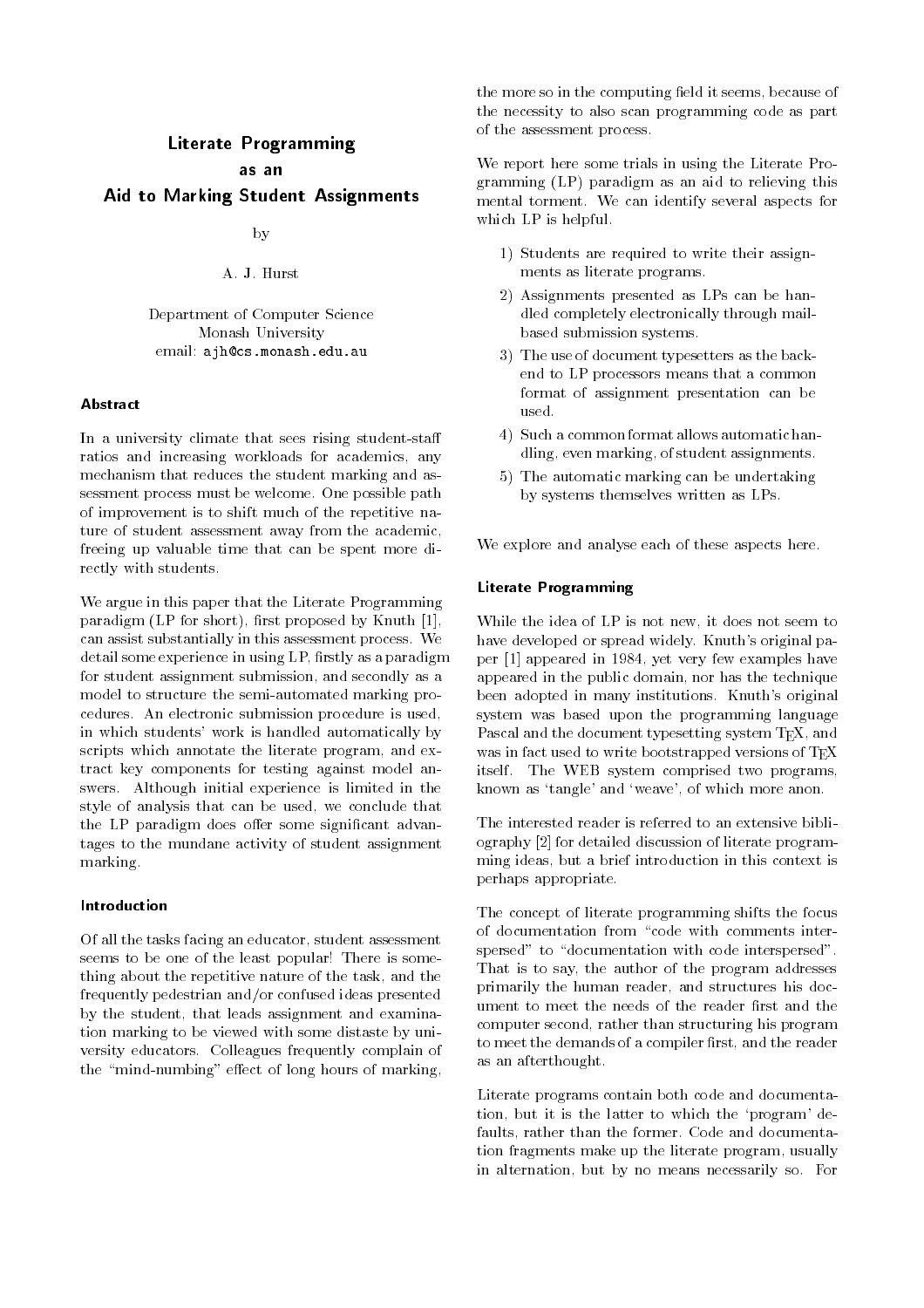# Literate Programming as an Aid to Marking Student Assignments

by

A. J. Hurst

Department of Computer Science
Monash University
email: ajh@cs.monash.edu.au

## Abstract

In a university climate that sees rising student-staff ratios and increasing workloads for academics, any mechanism that reduces the student marking and assessment process must be welcome. One possible path of improvement is to shift much of the repetitive nature of student assessment away from the academic, freeing up valuable time that can be spent more directly with students.

We argue in this paper that the Literate Programming paradigm (LP for short), first proposed by Knuth [1], can assist substantially in this assessment process. We detail some experience in using LP, firstly as a paradigm for student assignment submission, and secondly as a model to structure the semi-automated marking procedures. An electronic submission procedure is used, in which students' work is handled automatically by scripts which annotate the literate program, and extract key components for testing against model answers. Although initial experience is limited in the style of analysis that can be used, we conclude that the LP paradigm does offer some significant advantages to the mundane activity of student assignment marking.

## Introduction

Of all the tasks facing an educator, student assessment seems to be one of the least popular! There is something about the repetitive nature of the task, and the frequently pedestrian and/or confused ideas presented by the student, that leads assignment and examination marking to be viewed with some distaste by university educators. Colleagues frequently complain of the "mind-numbing" effect of long hours of marking, the more so in the computing field it seems, because of the necessity to also scan programming code as part of the assessment process.

We report here some trials in using the Literate Programming (LP) paradigm as an aid to relieving this mental torment. We can identify several aspects for which LP is helpful.

1) Students are required to write their assignments as literate programs.
2) Assignments presented as LPs can be handled completely electronically through mail-based submission systems.
3) The use of document typesetters as the back-end to LP processors means that a common format of assignment presentation can be used.
4) Such a common format allows automatic handling, even marking, of student assignments.
5) The automatic marking can be undertaking by systems themselves written as LPs.

We explore and analyse each of these aspects here.

## Literate Programming

While the idea of LP is not new, it does not seem to have developed or spread widely. Knuth's original paper [1] appeared in 1984, yet very few examples have appeared in the public domain, nor has the technique been adopted in many institutions. Knuth's original system was based upon the programming language Pascal and the document typesetting system TeX, and was in fact used to write bootstrapped versions of TeX itself. The WEB system comprised two programs, known as 'tangle' and 'weave', of which more anon.

The interested reader is referred to an extensive bibliography [2] for detailed discussion of literate programming ideas, but a brief introduction in this context is perhaps appropriate.

The concept of literate programming shifts the focus of documentation from "code with comments interspersed" to "documentation with code interspersed". That is to say, the author of the program addresses primarily the human reader, and structures his document to meet the needs of the reader first and the computer second, rather than structuring his program to meet the demands of a compiler first, and the reader as an afterthought.

Literate programs contain both code and documentation, but it is the latter to which the 'program' defaults, rather than the former. Code and documentation fragments make up the literate program, usually in alternation, but by no means necessarily so. For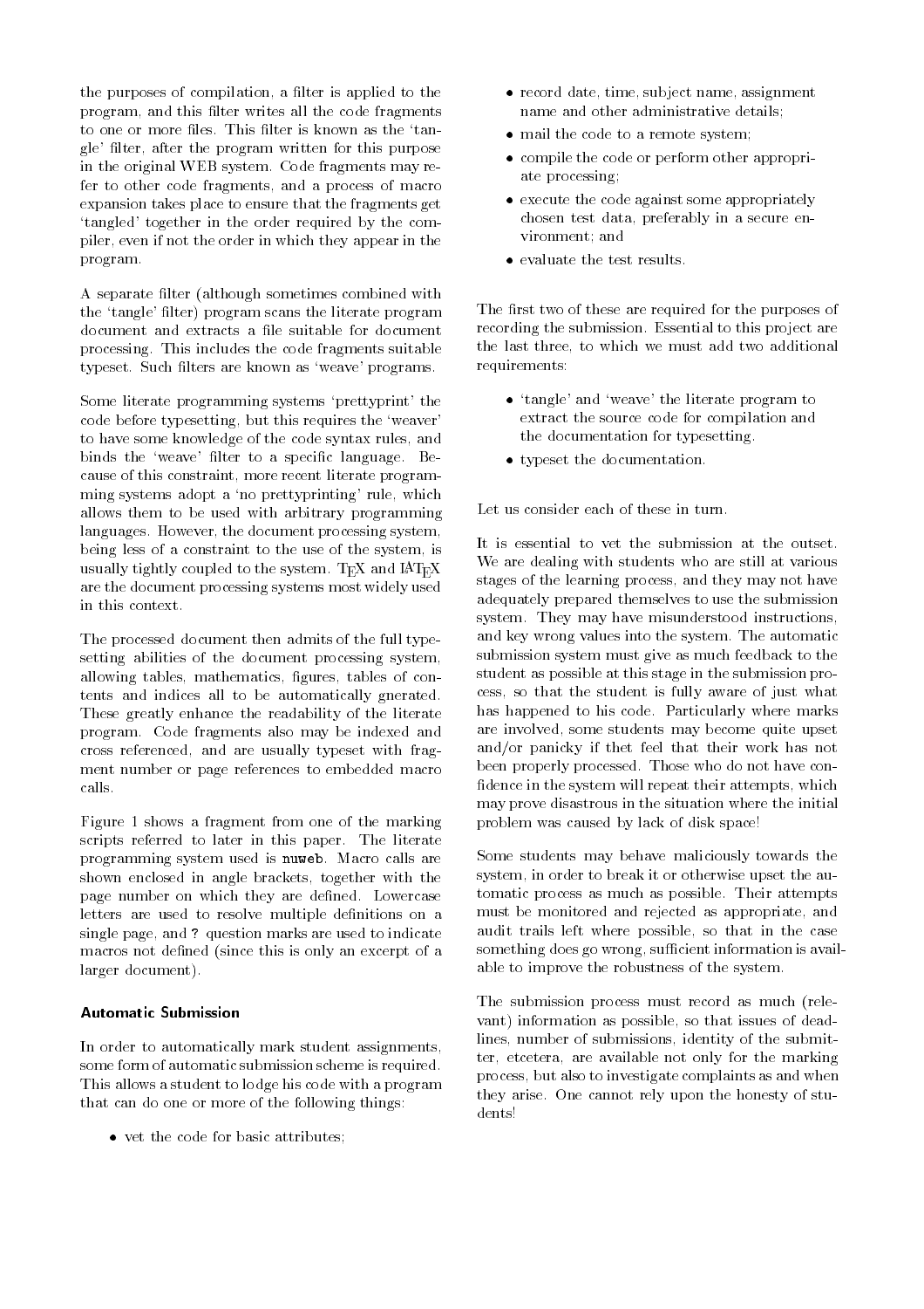the purposes of compilation, a filter is applied to the program, and this filter writes all the code fragments to one or more files. This filter is known as the 'tangle' filter, after the program written for this purpose in the original WEB system. Code fragments may refer to other code fragments, and a process of macro expansion takes place to ensure that the fragments get 'tangled' together in the order required by the compiler, even if not the order in which they appear in the program.

A separate filter (although sometimes combined with the 'tangle' filter) program scans the literate program document and extracts a file suitable for document processing. This includes the code fragments suitable typeset. Such filters are known as 'weave' programs.

Some literate programming systems 'prettyprint' the code before typesetting, but this requires the 'weaver' to have some knowledge of the code syntax rules, and binds the 'weave' filter to a specific language. Because of this constraint, more recent literate programming systems adopt a 'no prettyprinting' rule, which allows them to be used with arbitrary programming languages. However, the document processing system, being less of a constraint to the use of the system, is usually tightly coupled to the system. TeX and LaTeX are the document processing systems most widely used in this context.

The processed document then admits of the full typesetting abilities of the document processing system, allowing tables, mathematics, figures, tables of contents and indices all to be automatically gnerated. These greatly enhance the readability of the literate program. Code fragments also may be indexed and cross referenced, and are usually typeset with fragment number or page references to embedded macro calls.

Figure 1 shows a fragment from one of the marking scripts referred to later in this paper. The literate programming system used is `nuweb`. Macro calls are shown enclosed in angle brackets, together with the page number on which they are defined. Lowercase letters are used to resolve multiple definitions on a single page, and `?` question marks are used to indicate macros not defined (since this is only an excerpt of a larger document).

## Automatic Submission

In order to automatically mark student assignments, some form of automatic submission scheme is required. This allows a student to lodge his code with a program that can do one or more of the following things:

- vet the code for basic attributes;
- record date, time, subject name, assignment name and other administrative details;
- mail the code to a remote system;
- compile the code or perform other appropriate processing;
- execute the code against some appropriately chosen test data, preferably in a secure environment; and
- evaluate the test results.

The first two of these are required for the purposes of recording the submission. Essential to this project are the last three, to which we must add two additional requirements:

- 'tangle' and 'weave' the literate program to extract the source code for compilation and the documentation for typesetting.
- typeset the documentation.

Let us consider each of these in turn.

It is essential to vet the submission at the outset. We are dealing with students who are still at various stages of the learning process, and they may not have adequately prepared themselves to use the submission system. They may have misunderstood instructions, and key wrong values into the system. The automatic submission system must give as much feedback to the student as possible at this stage in the submission process, so that the student is fully aware of just what has happened to his code. Particularly where marks are involved, some students may become quite upset and/or panicky if thet feel that their work has not been properly processed. Those who do not have confidence in the system will repeat their attempts, which may prove disastrous in the situation where the initial problem was caused by lack of disk space!

Some students may behave maliciously towards the system, in order to break it or otherwise upset the automatic process as much as possible. Their attempts must be monitored and rejected as appropriate, and audit trails left where possible, so that in the case something does go wrong, sufficient information is available to improve the robustness of the system.

The submission process must record as much (relevant) information as possible, so that issues of deadlines, number of submissions, identity of the submitter, etcetera, are available not only for the marking process, but also to investigate complaints as and when they arise. One cannot rely upon the honesty of students!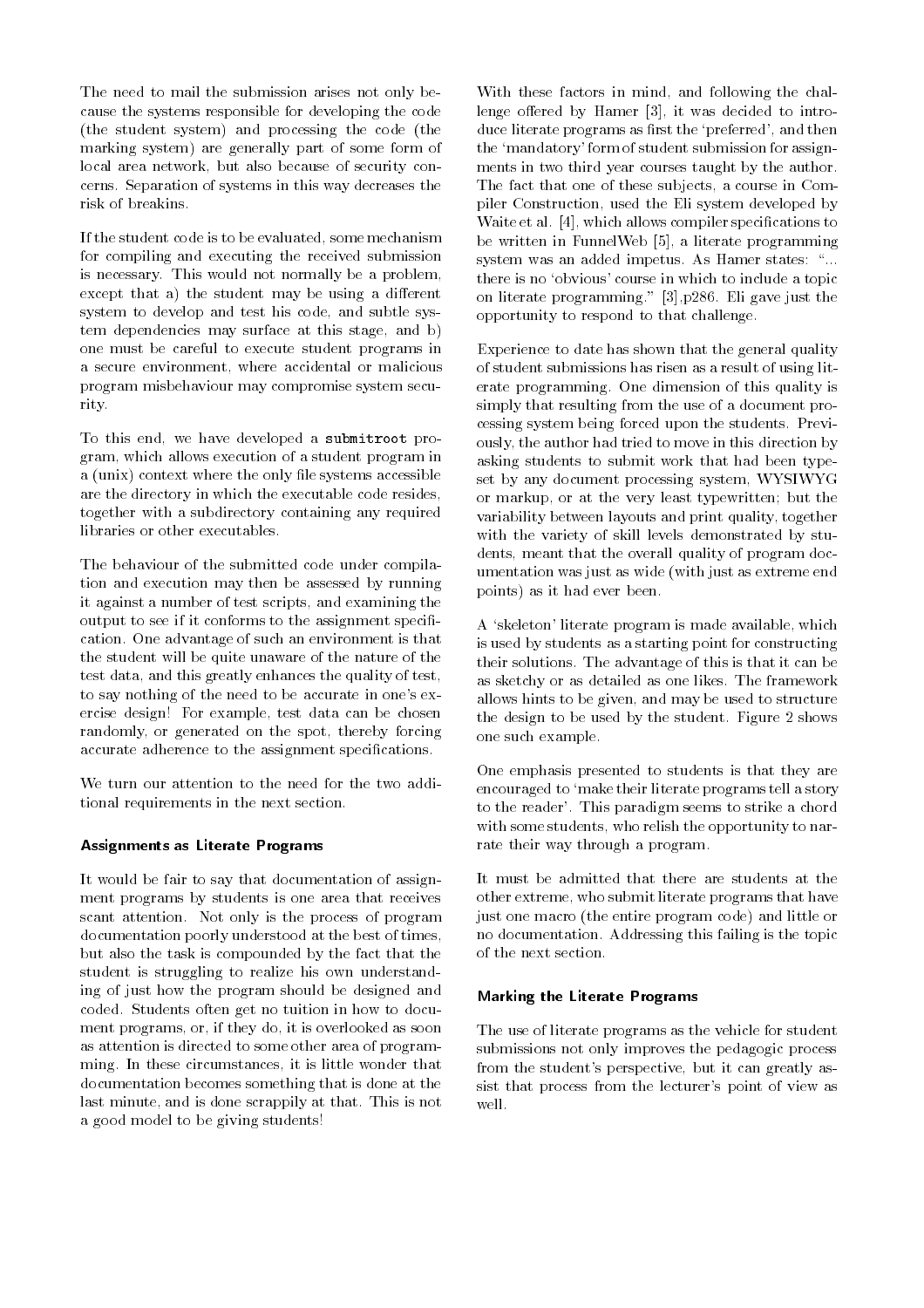The need to mail the submission arises not only because the systems responsible for developing the code (the student system) and processing the code (the marking system) are generally part of some form of local area network, but also because of security concerns. Separation of systems in this way decreases the risk of breakins.

If the student code is to be evaluated, some mechanism for compiling and executing the received submission is necessary. This would not normally be a problem, except that a) the student may be using a different system to develop and test his code, and subtle system dependencies may surface at this stage, and b) one must be careful to execute student programs in a secure environment, where accidental or malicious program misbehaviour may compromise system security.

To this end, we have developed a `submitroot` program, which allows execution of a student program in a (unix) context where the only file systems accessible are the directory in which the executable code resides, together with a subdirectory containing any required libraries or other executables.

The behaviour of the submitted code under compilation and execution may then be assessed by running it against a number of test scripts, and examining the output to see if it conforms to the assignment specification. One advantage of such an environment is that the student will be quite unaware of the nature of the test data, and this greatly enhances the quality of test, to say nothing of the need to be accurate in one's exercise design! For example, test data can be chosen randomly, or generated on the spot, thereby forcing accurate adherence to the assignment specifications.

We turn our attention to the need for the two additional requirements in the next section.

### Assignments as Literate Programs

It would be fair to say that documentation of assignment programs by students is one area that receives scant attention. Not only is the process of program documentation poorly understood at the best of times, but also the task is compounded by the fact that the student is struggling to realize his own understanding of just how the program should be designed and coded. Students often get no tuition in how to document programs, or, if they do, it is overlooked as soon as attention is directed to some other area of programming. In these circumstances, it is little wonder that documentation becomes something that is done at the last minute, and is done scrappily at that. This is not a good model to be giving students!

With these factors in mind, and following the challenge offered by Hamer [3], it was decided to introduce literate programs as first the 'preferred', and then the 'mandatory' form of student submission for assignments in two third year courses taught by the author. The fact that one of these subjects, a course in Compiler Construction, used the Eli system developed by Waite et al. [4], which allows compiler specifications to be written in FunnelWeb [5], a literate programming system was an added impetus. As Hamer states: "... there is no 'obvious' course in which to include a topic on literate programming." [3],p286. Eli gave just the opportunity to respond to that challenge.

Experience to date has shown that the general quality of student submissions has risen as a result of using literate programming. One dimension of this quality is simply that resulting from the use of a document processing system being forced upon the students. Previously, the author had tried to move in this direction by asking students to submit work that had been typeset by any document processing system, WYSIWYG or markup, or at the very least typewritten; but the variability between layouts and print quality, together with the variety of skill levels demonstrated by students, meant that the overall quality of program documentation was just as wide (with just as extreme end points) as it had ever been.

A 'skeleton' literate program is made available, which is used by students as a starting point for constructing their solutions. The advantage of this is that it can be as sketchy or as detailed as one likes. The framework allows hints to be given, and may be used to structure the design to be used by the student. Figure 2 shows one such example.

One emphasis presented to students is that they are encouraged to 'make their literate programs tell a story to the reader'. This paradigm seems to strike a chord with some students, who relish the opportunity to narrate their way through a program.

It must be admitted that there are students at the other extreme, who submit literate programs that have just one macro (the entire program code) and little or no documentation. Addressing this failing is the topic of the next section.

### Marking the Literate Programs

The use of literate programs as the vehicle for student submissions not only improves the pedagogic process from the student's perspective, but it can greatly assist that process from the lecturer's point of view as well.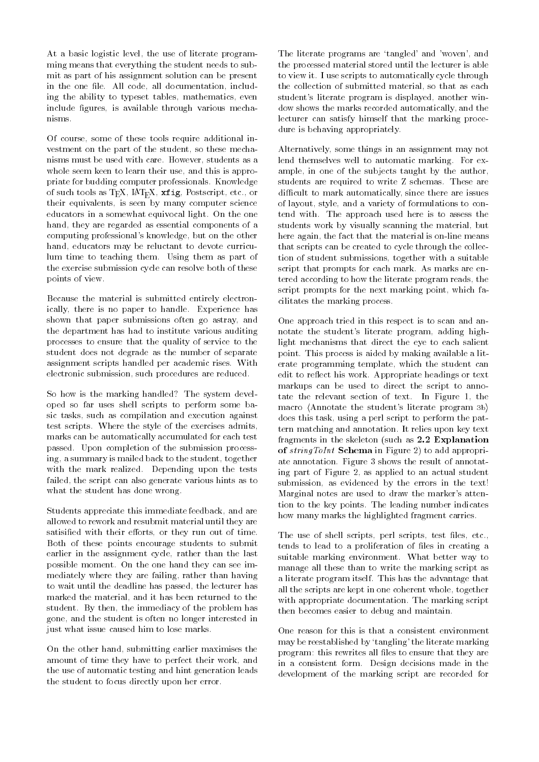At a basic logistic level, the use of literate programming means that everything the student needs to submit as part of his assignment solution can be present in the one file. All code, all documentation, including the ability to typeset tables, mathematics, even include figures, is available through various mechanisms.

Of course, some of these tools require additional investment on the part of the student, so these mechanisms must be used with care. However, students as a whole seem keen to learn their use, and this is appropriate for budding computer professionals. Knowledge of such tools as TEX, LATEX, **xfig**, Postscript, etc., or their equivalents, is seen by many computer science educators in a somewhat equivocal light. On the one hand, they are regarded as essential components of a computing professional's knowledge, but on the other hand, educators may be reluctant to devote curriculum time to teaching them. Using them as part of the exercise submission cycle can resolve both of these points of view.

Because the material is submitted entirely electronically, there is no paper to handle. Experience has shown that paper submissions often go astray, and the department has had to institute various auditing processes to ensure that the quality of service to the student does not degrade as the number of separate assignment scripts handled per academic rises. With electronic submission, such procedures are reduced.

So how is the marking handled? The system developed so far uses shell scripts to perform some basic tasks, such as compilation and execution against test scripts. Where the style of the exercises admits, marks can be automatically accumulated for each test passed. Upon completion of the submission processing, a summary is mailed back to the student, together with the mark realized. Depending upon the tests failed, the script can also generate various hints as to what the student has done wrong.

Students appreciate this immediate feedback, and are allowed to rework and resubmit material until they are satisified with their efforts, or they run out of time. Both of these points encourage students to submit earlier in the assignment cycle, rather than the last possible moment. On the one hand they can see immediately where they are failing, rather than having to wait until the deadline has passed, the lecturer has marked the material, and it has been returned to the student. By then, the immediacy of the problem has gone, and the student is often no longer interested in just what issue caused him to lose marks.

On the other hand, submitting earlier maximises the amount of time they have to perfect their work, and the use of automatic testing and hint generation leads the student to focus directly upon her error.

The literate programs are 'tangled' and 'woven', and the processed material stored until the lecturer is able to view it. I use scripts to automatically cycle through the collection of submitted material, so that as each student's literate program is displayed, another window shows the marks recorded automatically, and the lecturer can satisfy himself that the marking procedure is behaving appropriately.

Alternatively, some things in an assignment may not lend themselves well to automatic marking. For example, in one of the subjects taught by the author, students are required to write Z schemas. These are difficult to mark automatically, since there are issues of layout, style, and a variety of formulations to contend with. The approach used here is to assess the students work by visually scanning the material, but here again, the fact that the material is on-line means that scripts can be created to cycle through the collection of student submissions, together with a suitable script that prompts for each mark. As marks are entered according to how the literate program reads, the script prompts for the next marking point, which facilitates the marking process.

One approach tried in this respect is to scan and annotate the student's literate program, adding highlight mechanisms that direct the eye to each salient point. This process is aided by making available a literate programming template, which the student can edit to reflect his work. Appropriate headings or text markups can be used to direct the script to annotate the relevant section of text. In Figure 1, the macro ⟨Annotate the student's literate program 3b⟩ does this task, using a perl script to perform the pattern matching and annotation. It relies upon key text fragments in the skeleton (such as **2.2 Explanation of *stringToInt* Schema** in Figure 2) to add appropriate annotation. Figure 3 shows the result of annotating part of Figure 2, as applied to an actual student submission, as evidenced by the errors in the text! Marginal notes are used to draw the marker's attention to the key points. The leading number indicates how many marks the highlighted fragment carries.

The use of shell scripts, perl scripts, test files, etc., tends to lead to a proliferation of files in creating a suitable marking environment. What better way to manage all these than to write the marking script as a literate program itself. This has the advantage that all the scripts are kept in one coherent whole, together with appropriate documentation. The marking script then becomes easier to debug and maintain.

One reason for this is that a consistent environment may be reestablished by 'tangling' the literate marking program: this rewrites all files to ensure that they are in a consistent form. Design decisions made in the development of the marking script are recorded for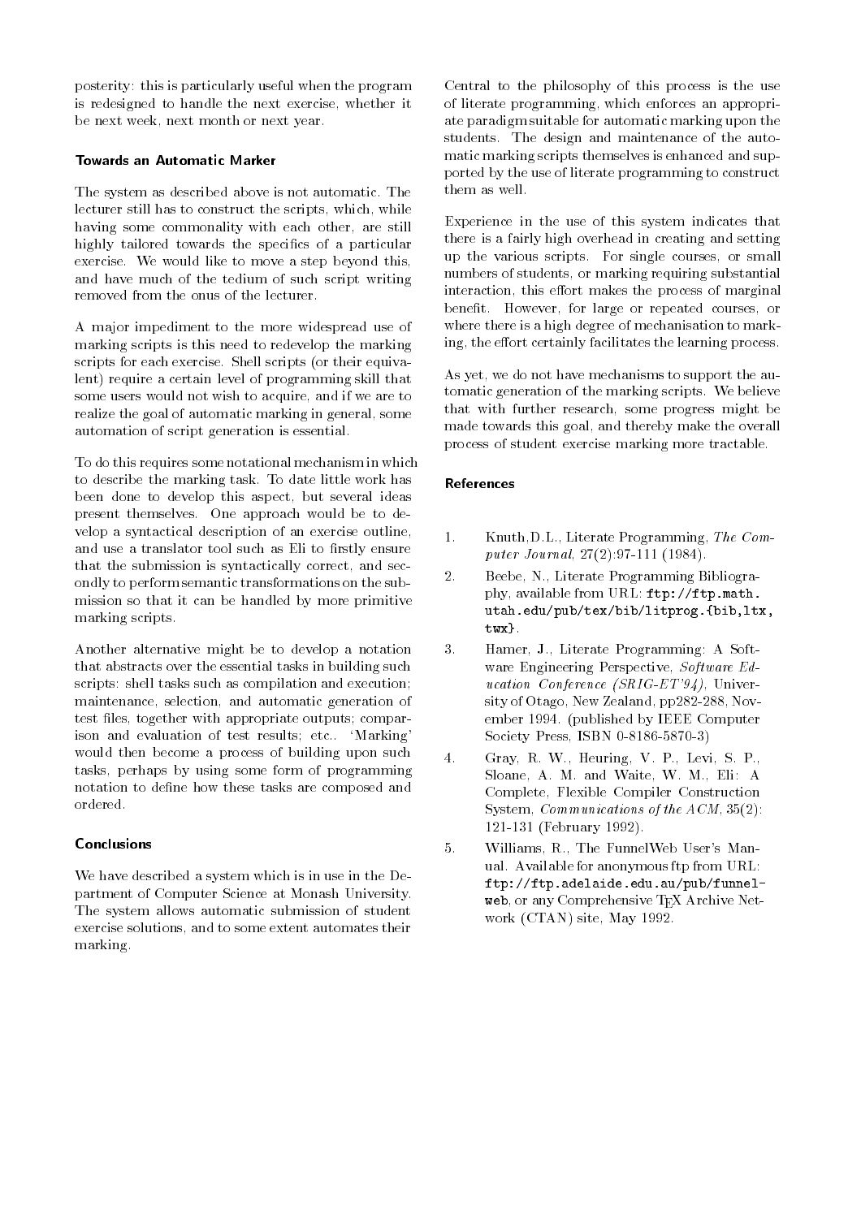posterity: this is particularly useful when the program is redesigned to handle the next exercise, whether it be next week, next month or next year.

### Towards an Automatic Marker

The system as described above is not automatic. The lecturer still has to construct the scripts, which, while having some commonality with each other, are still highly tailored towards the specifics of a particular exercise. We would like to move a step beyond this, and have much of the tedium of such script writing removed from the onus of the lecturer.

A major impediment to the more widespread use of marking scripts is this need to redevelop the marking scripts for each exercise. Shell scripts (or their equivalent) require a certain level of programming skill that some users would not wish to acquire, and if we are to realize the goal of automatic marking in general, some automation of script generation is essential.

To do this requires some notational mechanism in which to describe the marking task. To date little work has been done to develop this aspect, but several ideas present themselves. One approach would be to develop a syntactical description of an exercise outline, and use a translator tool such as Eli to firstly ensure that the submission is syntactically correct, and secondly to perform semantic transformations on the submission so that it can be handled by more primitive marking scripts.

Another alternative might be to develop a notation that abstracts over the essential tasks in building such scripts: shell tasks such as compilation and execution; maintenance, selection, and automatic generation of test files, together with appropriate outputs; comparison and evaluation of test results; etc.. 'Marking' would then become a process of building upon such tasks, perhaps by using some form of programming notation to define how these tasks are composed and ordered.

### Conclusions

We have described a system which is in use in the Department of Computer Science at Monash University. The system allows automatic submission of student exercise solutions, and to some extent automates their marking.

Central to the philosophy of this process is the use of literate programming, which enforces an appropriate paradigm suitable for automatic marking upon the students. The design and maintenance of the automatic marking scripts themselves is enhanced and supported by the use of literate programming to construct them as well.

Experience in the use of this system indicates that there is a fairly high overhead in creating and setting up the various scripts. For single courses, or small numbers of students, or marking requiring substantial interaction, this effort makes the process of marginal benefit. However, for large or repeated courses, or where there is a high degree of mechanisation to marking, the effort certainly facilitates the learning process.

As yet, we do not have mechanisms to support the automatic generation of the marking scripts. We believe that with further research, some progress might be made towards this goal, and thereby make the overall process of student exercise marking more tractable.

### References

1. Knuth,D.L., Literate Programming, *The Computer Journal*, 27(2):97-111 (1984).
2. Beebe, N., Literate Programming Bibliography, available from URL: `ftp://ftp.math.utah.edu/pub/tex/bib/litprog.{bib,ltx,twx}`.
3. Hamer, J., Literate Programming: A Software Engineering Perspective, *Software Education Conference (SRIG-ET'94)*, University of Otago, New Zealand, pp282-288, November 1994. (published by IEEE Computer Society Press, ISBN 0-8186-5870-3)
4. Gray, R. W., Heuring, V. P., Levi, S. P., Sloane, A. M. and Waite, W. M., Eli: A Complete, Flexible Compiler Construction System, *Communications of the ACM*, 35(2): 121-131 (February 1992).
5. Williams, R., The FunnelWeb User's Manual. Available for anonymous ftp from URL: `ftp://ftp.adelaide.edu.au/pub/funnelweb`, or any Comprehensive TEX Archive Network (CTAN) site, May 1992.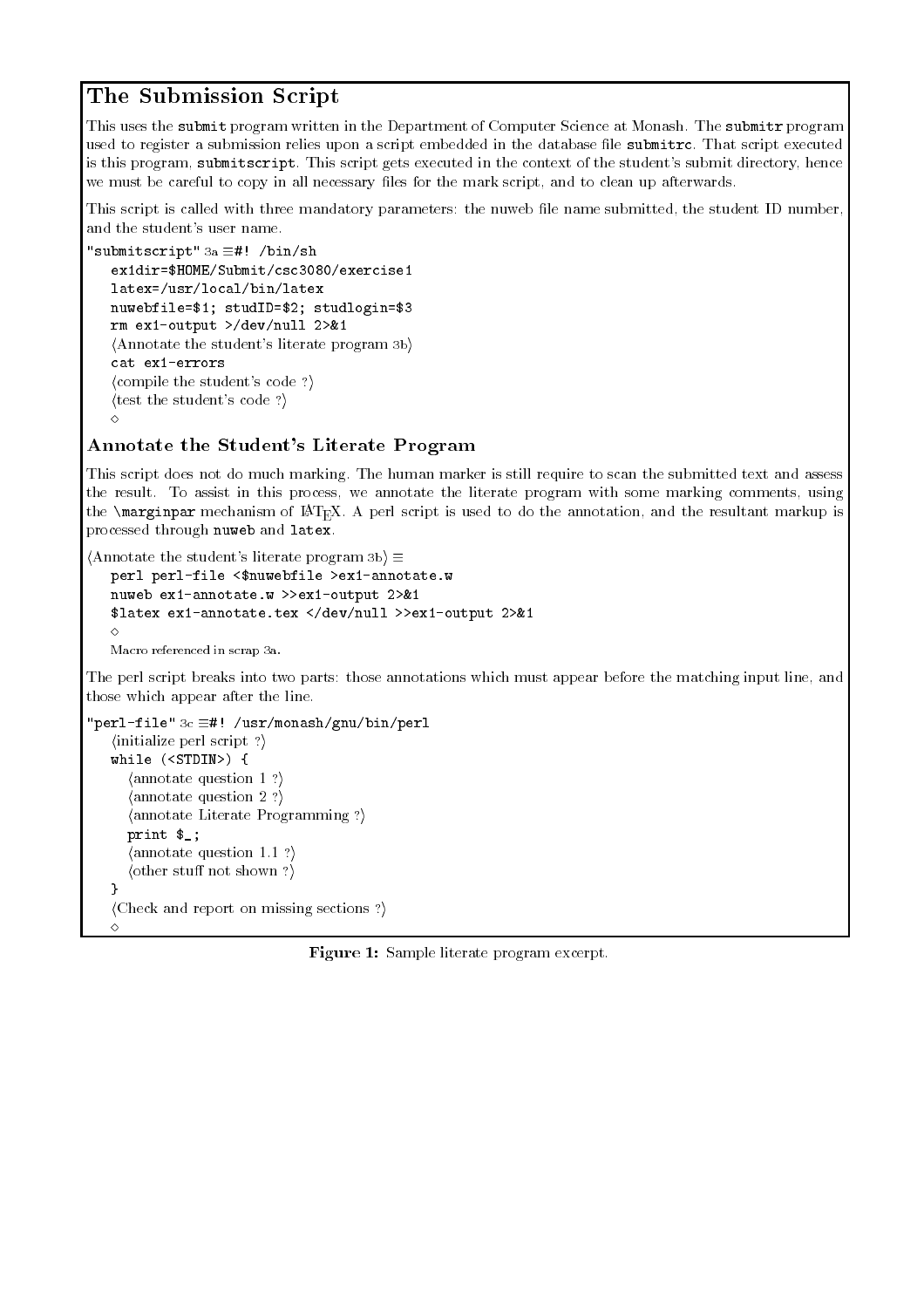## The Submission Script

This uses the `submit` program written in the Department of Computer Science at Monash. The `submitr` program used to register a submission relies upon a script embedded in the database file `submitrc`. That script executed is this program, `submitscript`. This script gets executed in the context of the student's submit directory, hence we must be careful to copy in all necessary files for the mark script, and to clean up afterwards.

This script is called with three mandatory parameters: the nuweb file name submitted, the student ID number, and the student's user name.

```
"submitscript" 3a ≡#! /bin/sh
    ex1dir=$HOME/Submit/csc3080/exercise1
    latex=/usr/local/bin/latex
    nuwebfile=$1; studID=$2; studlogin=$3
    rm ex1-output >/dev/null 2>&1
    ⟨Annotate the student's literate program 3b⟩
    cat ex1-errors
    ⟨compile the student's code ?⟩
    ⟨test the student's code ?⟩
    ◇
```

### Annotate the Student's Literate Program

This script does not do much marking. The human marker is still require to scan the submitted text and assess the result. To assist in this process, we annotate the literate program with some marking comments, using the `\marginpar` mechanism of LaTeX. A perl script is used to do the annotation, and the resultant markup is processed through `nuweb` and `latex`.

```
⟨Annotate the student's literate program 3b⟩ ≡
    perl perl-file <$nuwebfile >ex1-annotate.w
    nuweb ex1-annotate.w >>ex1-output 2>&1
    $latex ex1-annotate.tex </dev/null >>ex1-output 2>&1
    ◇
    Macro referenced in scrap 3a.
```

The perl script breaks into two parts: those annotations which must appear before the matching input line, and those which appear after the line.

```
"perl-file" 3c ≡#! /usr/monash/gnu/bin/perl
    ⟨initialize perl script ?⟩
    while (<STDIN>) {
        ⟨annotate question 1 ?⟩
        ⟨annotate question 2 ?⟩
        ⟨annotate Literate Programming ?⟩
        print $_;
        ⟨annotate question 1.1 ?⟩
        ⟨other stuff not shown ?⟩
    }
    ⟨Check and report on missing sections ?⟩
    ◇
```

**Figure 1:** Sample literate program excerpt.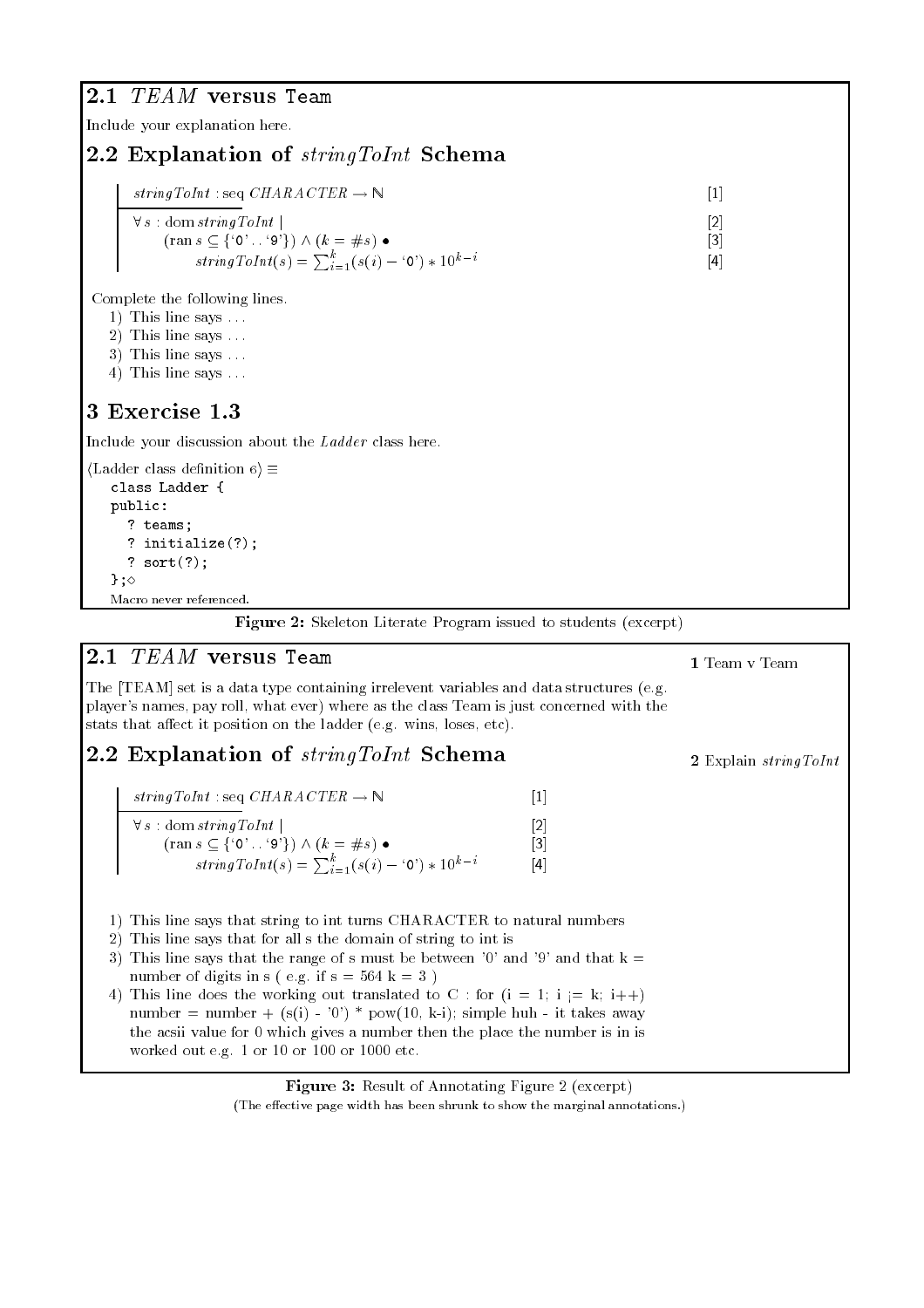## 2.1 *TEAM* versus Team

Include your explanation here.

## 2.2 Explanation of *stringToInt* Schema

$$stringToInt : \text{seq } CHARACTER \rightarrow \mathbb{N} \quad [1]$$

$$\forall s : \text{dom } stringToInt \mid \quad [2]$$

$$(\text{ran } s \subseteq \{\text{‘0’} \ldots \text{‘9’}\}) \land (k = \#s) \bullet \quad [3]$$

$$stringToInt(s) = \sum_{i=1}^{k} (s(i) - \text{‘0’}) * 10^{k-i} \quad [4]$$

Complete the following lines.

1) This line says ...
2) This line says ...
3) This line says ...
4) This line says ...

# 3 Exercise 1.3

Include your discussion about the *Ladder* class here.

⟨Ladder class definition 6⟩ ≡

```
class Ladder {
public:
  ? teams;
  ? initialize(?);
  ? sort(?);
};◇
```

Macro never referenced.

**Figure 2:** Skeleton Literate Program issued to students (excerpt)

## 2.1 *TEAM* versus Team

**1** Team v Team

The [TEAM] set is a data type containing irrelevent variables and data structures (e.g. player's names, pay roll, what ever) where as the class Team is just concerned with the stats that affect it position on the ladder (e.g. wins, loses, etc).

## 2.2 Explanation of *stringToInt* Schema

**2** Explain *stringToInt*

$$stringToInt : \text{seq } CHARACTER \rightarrow \mathbb{N} \quad [1]$$

$$\forall s : \text{dom } stringToInt \mid \quad [2]$$

$$(\text{ran } s \subseteq \{\text{‘0’} \ldots \text{‘9’}\}) \land (k = \#s) \bullet \quad [3]$$

$$stringToInt(s) = \sum_{i=1}^{k} (s(i) - \text{‘0’}) * 10^{k-i} \quad [4]$$

1) This line says that string to int turns CHARACTER to natural numbers
2) This line says that for all s the domain of string to int is
3) This line says that the range of s must be between '0' and '9' and that k = number of digits in s ( e.g. if s = 564 k = 3 )
4) This line does the working out translated to C : for (i = 1; i ¡= k; i++) number = number + (s(i) - '0') * pow(10, k-i); simple huh - it takes away the acsii value for 0 which gives a number then the place the number is in is worked out e.g. 1 or 10 or 100 or 1000 etc.

**Figure 3:** Result of Annotating Figure 2 (excerpt)
(The effective page width has been shrunk to show the marginal annotations.)